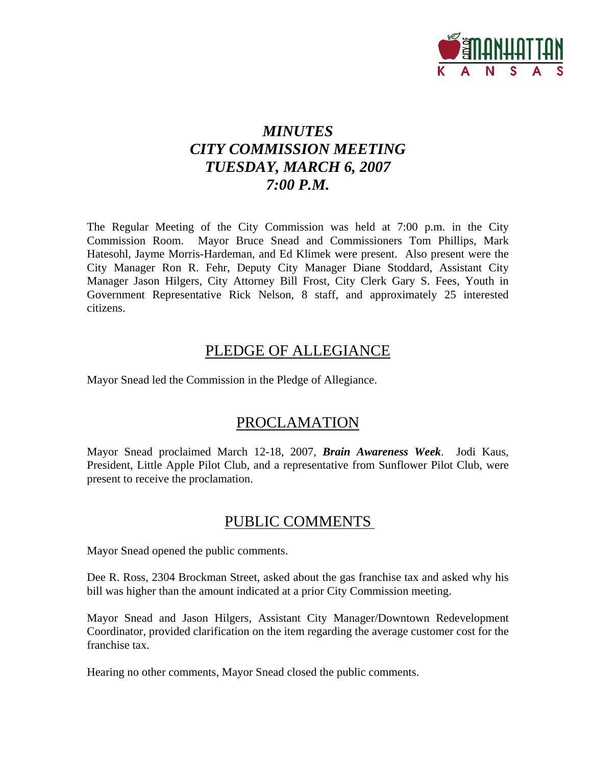# *MINUTES*
# *CITY COMMISSION MEETING*
# *TUESDAY, MARCH 6, 2007*
# *7:00 P.M.*

The Regular Meeting of the City Commission was held at 7:00 p.m. in the City Commission Room. Mayor Bruce Snead and Commissioners Tom Phillips, Mark Hatesohl, Jayme Morris-Hardeman, and Ed Klimek were present. Also present were the City Manager Ron R. Fehr, Deputy City Manager Diane Stoddard, Assistant City Manager Jason Hilgers, City Attorney Bill Frost, City Clerk Gary S. Fees, Youth in Government Representative Rick Nelson, 8 staff, and approximately 25 interested citizens.

## PLEDGE OF ALLEGIANCE

Mayor Snead led the Commission in the Pledge of Allegiance.

## PROCLAMATION

Mayor Snead proclaimed March 12-18, 2007, ***Brain Awareness Week***. Jodi Kaus, President, Little Apple Pilot Club, and a representative from Sunflower Pilot Club, were present to receive the proclamation.

## PUBLIC COMMENTS

Mayor Snead opened the public comments.

Dee R. Ross, 2304 Brockman Street, asked about the gas franchise tax and asked why his bill was higher than the amount indicated at a prior City Commission meeting.

Mayor Snead and Jason Hilgers, Assistant City Manager/Downtown Redevelopment Coordinator, provided clarification on the item regarding the average customer cost for the franchise tax.

Hearing no other comments, Mayor Snead closed the public comments.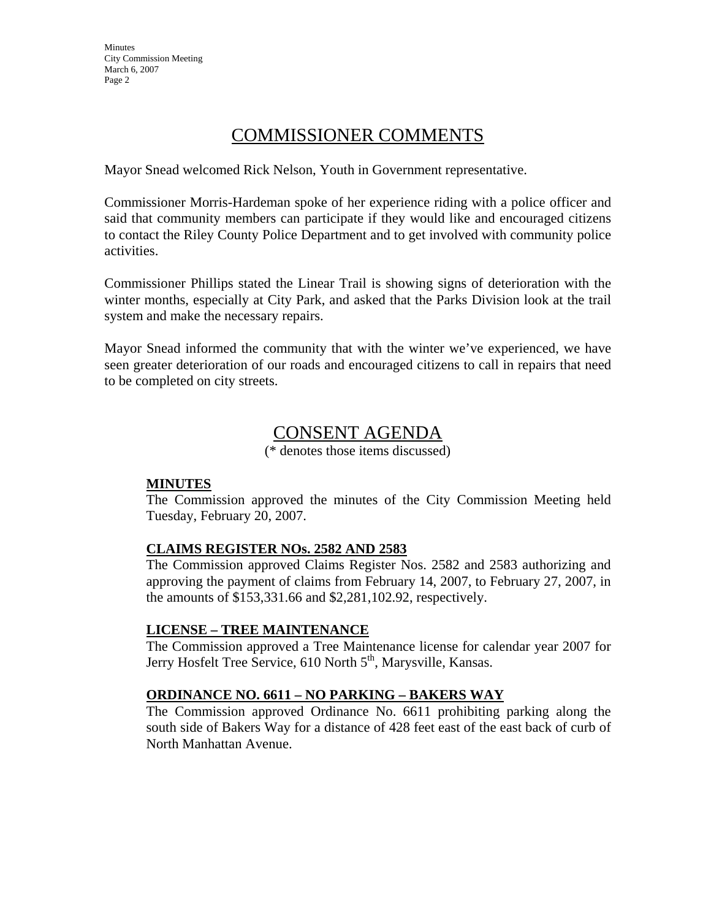# COMMISSIONER COMMENTS

Mayor Snead welcomed Rick Nelson, Youth in Government representative.

Commissioner Morris-Hardeman spoke of her experience riding with a police officer and said that community members can participate if they would like and encouraged citizens to contact the Riley County Police Department and to get involved with community police activities.

Commissioner Phillips stated the Linear Trail is showing signs of deterioration with the winter months, especially at City Park, and asked that the Parks Division look at the trail system and make the necessary repairs.

Mayor Snead informed the community that with the winter we've experienced, we have seen greater deterioration of our roads and encouraged citizens to call in repairs that need to be completed on city streets.

# CONSENT AGENDA

(* denotes those items discussed)

**MINUTES**

The Commission approved the minutes of the City Commission Meeting held Tuesday, February 20, 2007.

**CLAIMS REGISTER NOs. 2582 AND 2583**

The Commission approved Claims Register Nos. 2582 and 2583 authorizing and approving the payment of claims from February 14, 2007, to February 27, 2007, in the amounts of $153,331.66 and $2,281,102.92, respectively.

**LICENSE – TREE MAINTENANCE**

The Commission approved a Tree Maintenance license for calendar year 2007 for Jerry Hosfelt Tree Service, 610 North 5th, Marysville, Kansas.

**ORDINANCE NO. 6611 – NO PARKING – BAKERS WAY**

The Commission approved Ordinance No. 6611 prohibiting parking along the south side of Bakers Way for a distance of 428 feet east of the east back of curb of North Manhattan Avenue.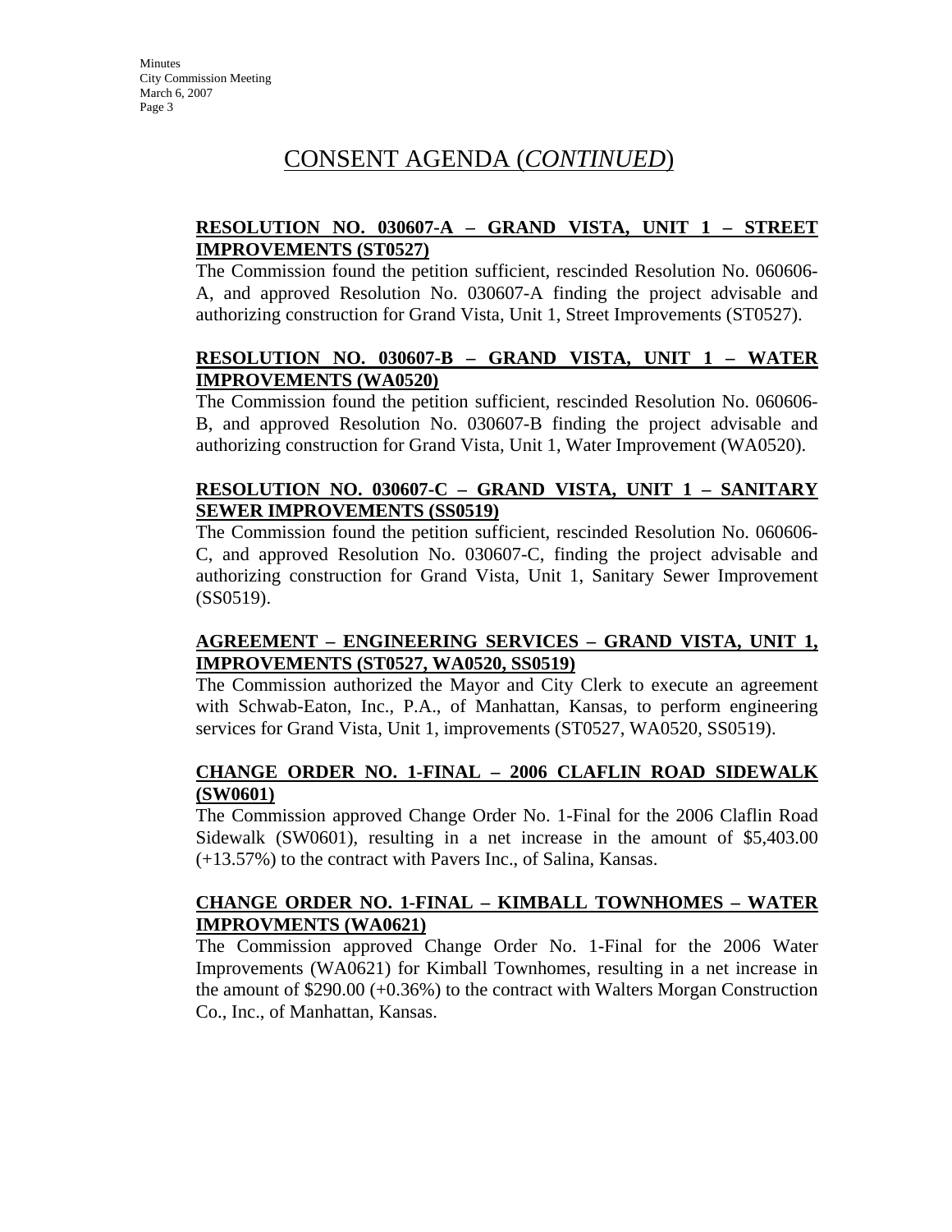# CONSENT AGENDA (*CONTINUED*)

**RESOLUTION NO. 030607-A – GRAND VISTA, UNIT 1 – STREET IMPROVEMENTS (ST0527)**

The Commission found the petition sufficient, rescinded Resolution No. 060606-A, and approved Resolution No. 030607-A finding the project advisable and authorizing construction for Grand Vista, Unit 1, Street Improvements (ST0527).

**RESOLUTION NO. 030607-B – GRAND VISTA, UNIT 1 – WATER IMPROVEMENTS (WA0520)**

The Commission found the petition sufficient, rescinded Resolution No. 060606-B, and approved Resolution No. 030607-B finding the project advisable and authorizing construction for Grand Vista, Unit 1, Water Improvement (WA0520).

**RESOLUTION NO. 030607-C – GRAND VISTA, UNIT 1 – SANITARY SEWER IMPROVEMENTS (SS0519)**

The Commission found the petition sufficient, rescinded Resolution No. 060606-C, and approved Resolution No. 030607-C, finding the project advisable and authorizing construction for Grand Vista, Unit 1, Sanitary Sewer Improvement (SS0519).

**AGREEMENT – ENGINEERING SERVICES – GRAND VISTA, UNIT 1, IMPROVEMENTS (ST0527, WA0520, SS0519)**

The Commission authorized the Mayor and City Clerk to execute an agreement with Schwab-Eaton, Inc., P.A., of Manhattan, Kansas, to perform engineering services for Grand Vista, Unit 1, improvements (ST0527, WA0520, SS0519).

**CHANGE ORDER NO. 1-FINAL – 2006 CLAFLIN ROAD SIDEWALK (SW0601)**

The Commission approved Change Order No. 1-Final for the 2006 Claflin Road Sidewalk (SW0601), resulting in a net increase in the amount of $5,403.00 (+13.57%) to the contract with Pavers Inc., of Salina, Kansas.

**CHANGE ORDER NO. 1-FINAL – KIMBALL TOWNHOMES – WATER IMPROVMENTS (WA0621)**

The Commission approved Change Order No. 1-Final for the 2006 Water Improvements (WA0621) for Kimball Townhomes, resulting in a net increase in the amount of $290.00 (+0.36%) to the contract with Walters Morgan Construction Co., Inc., of Manhattan, Kansas.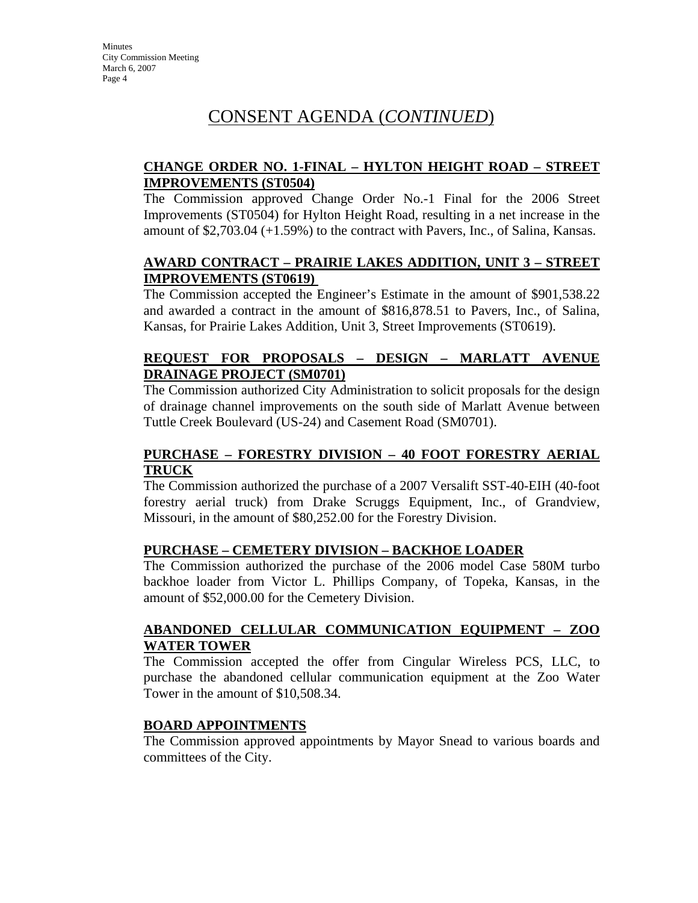# CONSENT AGENDA (*CONTINUED*)

**CHANGE ORDER NO. 1-FINAL – HYLTON HEIGHT ROAD – STREET IMPROVEMENTS (ST0504)**

The Commission approved Change Order No.-1 Final for the 2006 Street Improvements (ST0504) for Hylton Height Road, resulting in a net increase in the amount of $2,703.04 (+1.59%) to the contract with Pavers, Inc., of Salina, Kansas.

**AWARD CONTRACT – PRAIRIE LAKES ADDITION, UNIT 3 – STREET IMPROVEMENTS (ST0619)**

The Commission accepted the Engineer's Estimate in the amount of $901,538.22 and awarded a contract in the amount of $816,878.51 to Pavers, Inc., of Salina, Kansas, for Prairie Lakes Addition, Unit 3, Street Improvements (ST0619).

**REQUEST FOR PROPOSALS – DESIGN – MARLATT AVENUE DRAINAGE PROJECT (SM0701)**

The Commission authorized City Administration to solicit proposals for the design of drainage channel improvements on the south side of Marlatt Avenue between Tuttle Creek Boulevard (US-24) and Casement Road (SM0701).

**PURCHASE – FORESTRY DIVISION – 40 FOOT FORESTRY AERIAL TRUCK**

The Commission authorized the purchase of a 2007 Versalift SST-40-EIH (40-foot forestry aerial truck) from Drake Scruggs Equipment, Inc., of Grandview, Missouri, in the amount of $80,252.00 for the Forestry Division.

**PURCHASE – CEMETERY DIVISION – BACKHOE LOADER**

The Commission authorized the purchase of the 2006 model Case 580M turbo backhoe loader from Victor L. Phillips Company, of Topeka, Kansas, in the amount of $52,000.00 for the Cemetery Division.

**ABANDONED CELLULAR COMMUNICATION EQUIPMENT – ZOO WATER TOWER**

The Commission accepted the offer from Cingular Wireless PCS, LLC, to purchase the abandoned cellular communication equipment at the Zoo Water Tower in the amount of $10,508.34.

**BOARD APPOINTMENTS**

The Commission approved appointments by Mayor Snead to various boards and committees of the City.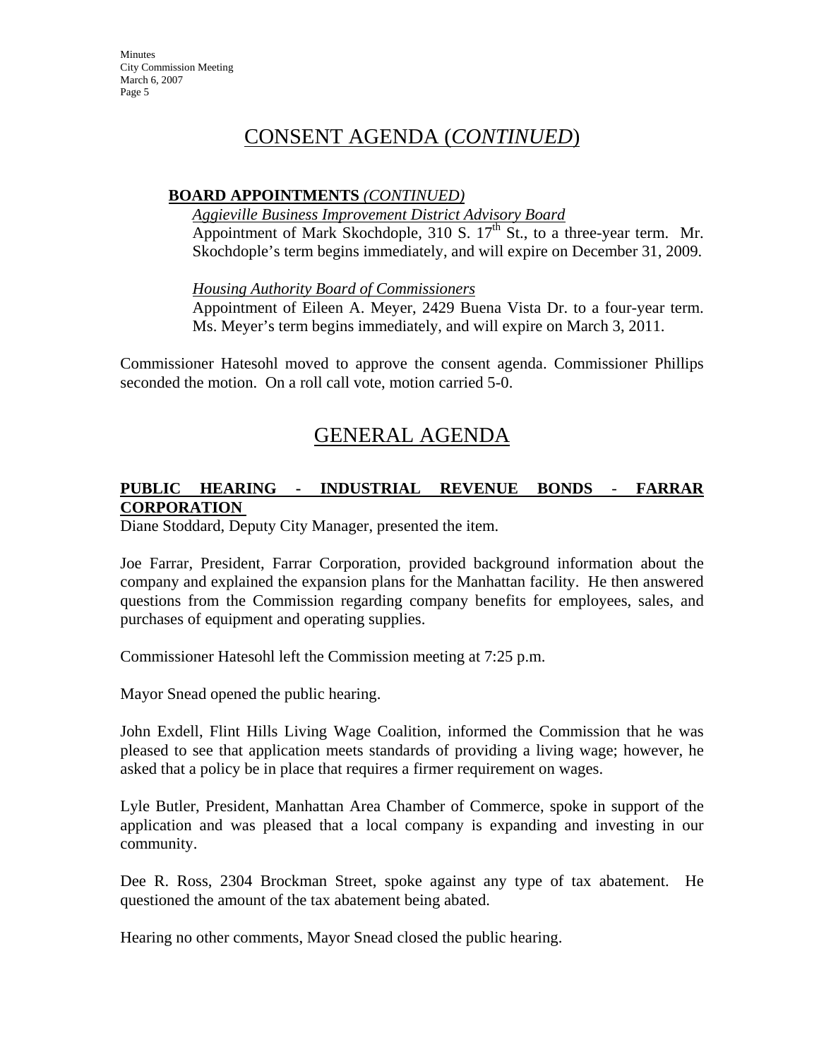## CONSENT AGENDA (*CONTINUED*)

**BOARD APPOINTMENTS** *(CONTINUED)*

*Aggieville Business Improvement District Advisory Board*

Appointment of Mark Skochdople, 310 S. 17th St., to a three-year term. Mr. Skochdople's term begins immediately, and will expire on December 31, 2009.

*Housing Authority Board of Commissioners*

Appointment of Eileen A. Meyer, 2429 Buena Vista Dr. to a four-year term. Ms. Meyer's term begins immediately, and will expire on March 3, 2011.

Commissioner Hatesohl moved to approve the consent agenda. Commissioner Phillips seconded the motion. On a roll call vote, motion carried 5-0.

## GENERAL AGENDA

**PUBLIC HEARING - INDUSTRIAL REVENUE BONDS - FARRAR CORPORATION**

Diane Stoddard, Deputy City Manager, presented the item.

Joe Farrar, President, Farrar Corporation, provided background information about the company and explained the expansion plans for the Manhattan facility. He then answered questions from the Commission regarding company benefits for employees, sales, and purchases of equipment and operating supplies.

Commissioner Hatesohl left the Commission meeting at 7:25 p.m.

Mayor Snead opened the public hearing.

John Exdell, Flint Hills Living Wage Coalition, informed the Commission that he was pleased to see that application meets standards of providing a living wage; however, he asked that a policy be in place that requires a firmer requirement on wages.

Lyle Butler, President, Manhattan Area Chamber of Commerce, spoke in support of the application and was pleased that a local company is expanding and investing in our community.

Dee R. Ross, 2304 Brockman Street, spoke against any type of tax abatement. He questioned the amount of the tax abatement being abated.

Hearing no other comments, Mayor Snead closed the public hearing.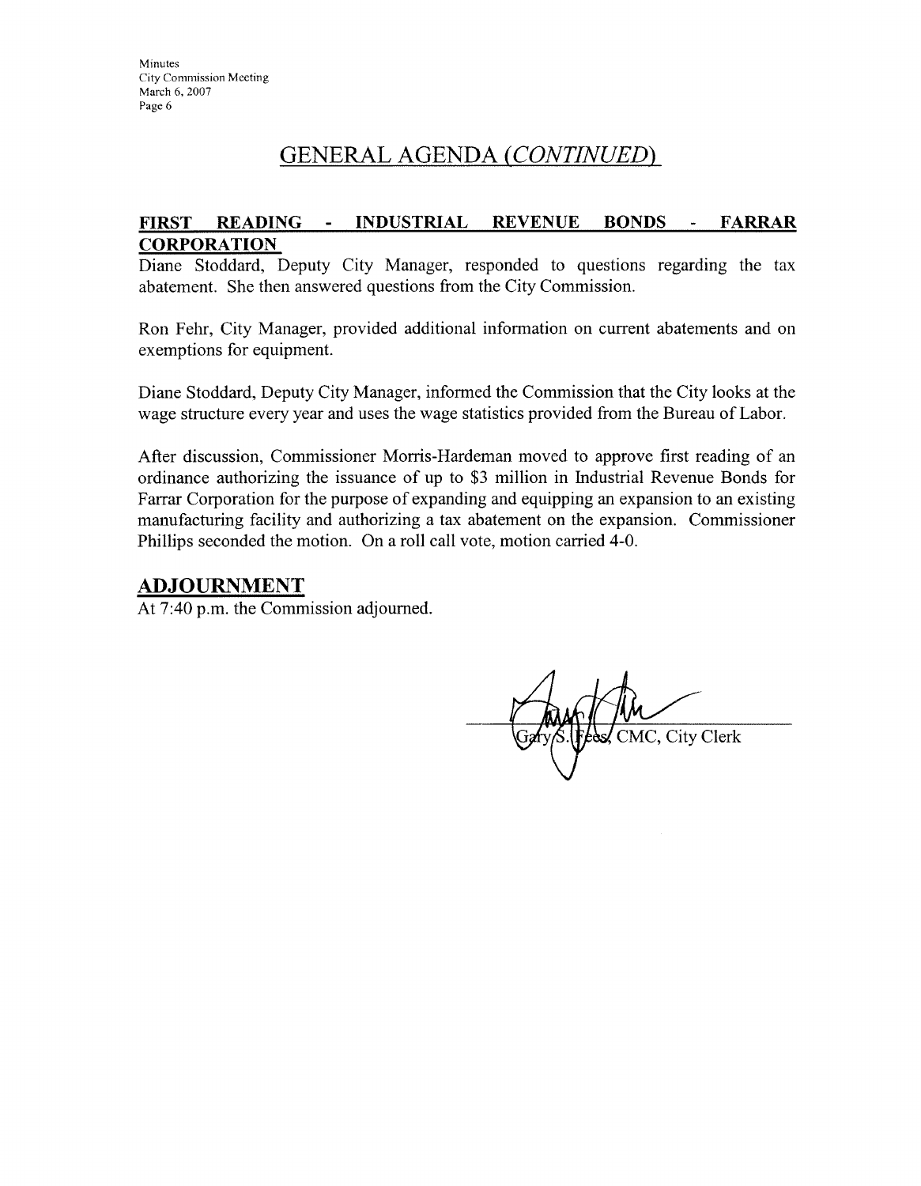## GENERAL AGENDA *(CONTINUED)*

**FIRST READING - INDUSTRIAL REVENUE BONDS - FARRAR CORPORATION**

Diane Stoddard, Deputy City Manager, responded to questions regarding the tax abatement. She then answered questions from the City Commission.

Ron Fehr, City Manager, provided additional information on current abatements and on exemptions for equipment.

Diane Stoddard, Deputy City Manager, informed the Commission that the City looks at the wage structure every year and uses the wage statistics provided from the Bureau of Labor.

After discussion, Commissioner Morris-Hardeman moved to approve first reading of an ordinance authorizing the issuance of up to $3 million in Industrial Revenue Bonds for Farrar Corporation for the purpose of expanding and equipping an expansion to an existing manufacturing facility and authorizing a tax abatement on the expansion. Commissioner Phillips seconded the motion. On a roll call vote, motion carried 4-0.

## ADJOURNMENT

At 7:40 p.m. the Commission adjourned.

Gary S. Fees, CMC, City Clerk